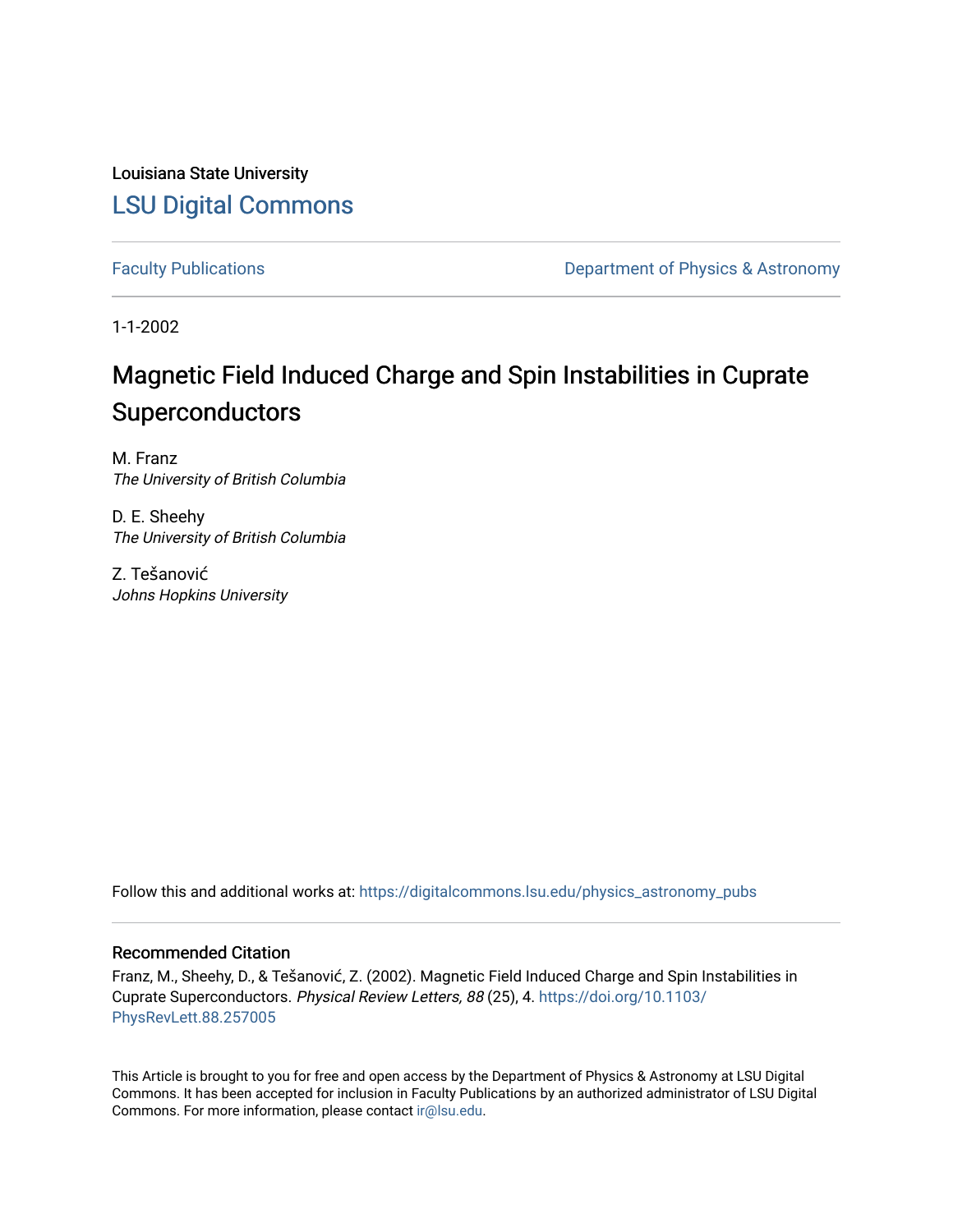Louisiana State University

LSU Digital Commons

Faculty Publications

Department of Physics & Astronomy

1-1-2002

# Magnetic Field Induced Charge and Spin Instabilities in Cuprate Superconductors

M. Franz
*The University of British Columbia*

D. E. Sheehy
*The University of British Columbia*

Z. Tešanović
*Johns Hopkins University*

Follow this and additional works at: https://digitalcommons.lsu.edu/physics_astronomy_pubs

## Recommended Citation

Franz, M., Sheehy, D., & Tešanović, Z. (2002). Magnetic Field Induced Charge and Spin Instabilities in Cuprate Superconductors. *Physical Review Letters, 88* (25), 4. https://doi.org/10.1103/PhysRevLett.88.257005

This Article is brought to you for free and open access by the Department of Physics & Astronomy at LSU Digital Commons. It has been accepted for inclusion in Faculty Publications by an authorized administrator of LSU Digital Commons. For more information, please contact ir@lsu.edu.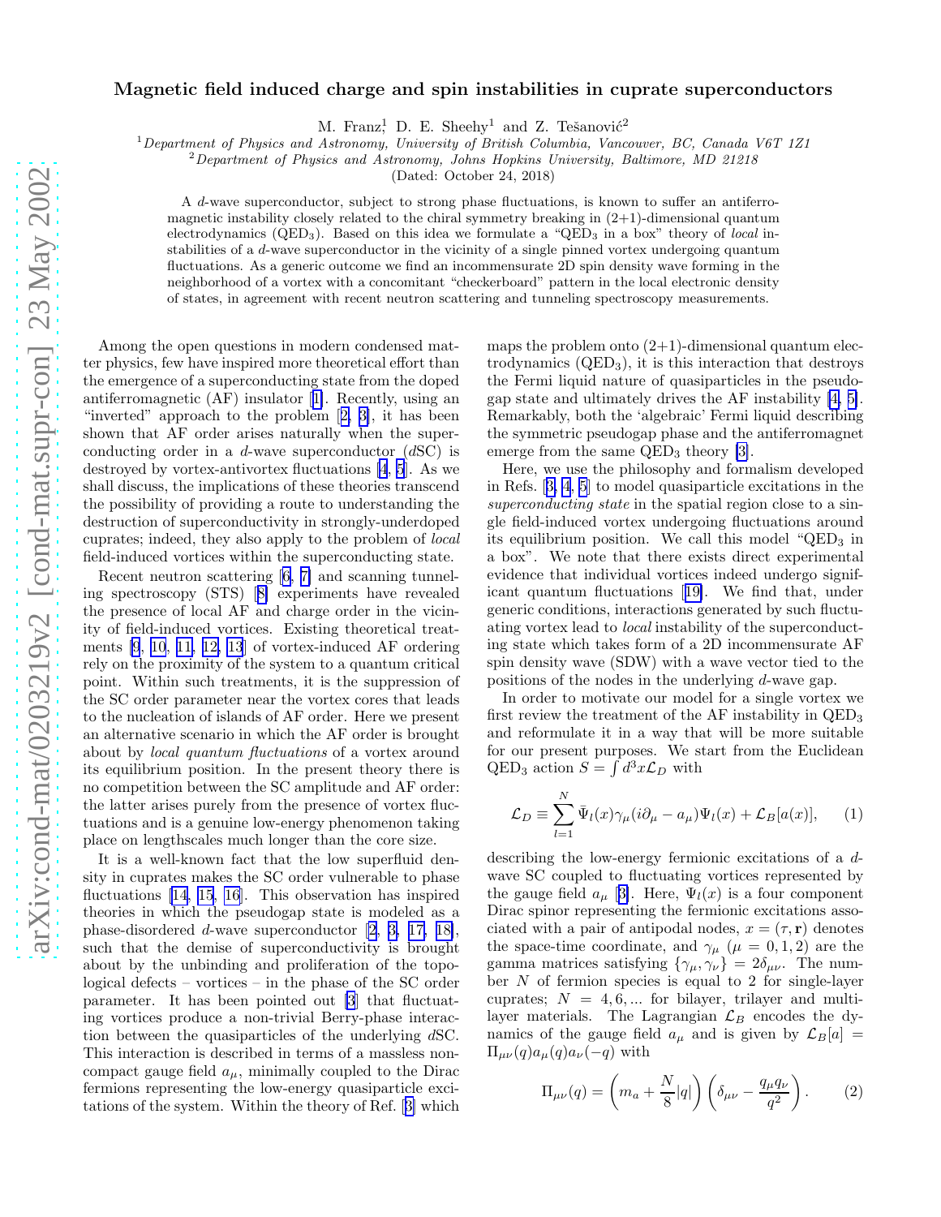# Magnetic field induced charge and spin instabilities in cuprate superconductors

M. Franz[1], D. E. Sheehy[1] and Z. Tešanović[2]

[1]*Department of Physics and Astronomy, University of British Columbia, Vancouver, BC, Canada V6T 1Z1*
[2]*Department of Physics and Astronomy, Johns Hopkins University, Baltimore, MD 21218*

(Dated: October 24, 2018)

A $d$-wave superconductor, subject to strong phase fluctuations, is known to suffer an antiferromagnetic instability closely related to the chiral symmetry breaking in (2+1)-dimensional quantum electrodynamics ($\mathrm{QED}_3$). Based on this idea we formulate a "$\mathrm{QED}_3$ in a box" theory of *local* instabilities of a $d$-wave superconductor in the vicinity of a single pinned vortex undergoing quantum fluctuations. As a generic outcome we find an incommensurate 2D spin density wave forming in the neighborhood of a vortex with a concomitant "checkerboard" pattern in the local electronic density of states, in agreement with recent neutron scattering and tunneling spectroscopy measurements.

Among the open questions in modern condensed matter physics, few have inspired more theoretical effort than the emergence of a superconducting state from the doped antiferromagnetic (AF) insulator [1]. Recently, using an "inverted" approach to the problem [2, 3], it has been shown that AF order arises naturally when the superconducting order in a $d$-wave superconductor ($d$SC) is destroyed by vortex-antivortex fluctuations [4, 5]. As we shall discuss, the implications of these theories transcend the possibility of providing a route to understanding the destruction of superconductivity in strongly-underdoped cuprates; indeed, they also apply to the problem of *local* field-induced vortices within the superconducting state.

Recent neutron scattering [6, 7] and scanning tunneling spectroscopy (STS) [8] experiments have revealed the presence of local AF and charge order in the vicinity of field-induced vortices. Existing theoretical treatments [9, 10, 11, 12, 13] of vortex-induced AF ordering rely on the proximity of the system to a quantum critical point. Within such treatments, it is the suppression of the SC order parameter near the vortex cores that leads to the nucleation of islands of AF order. Here we present an alternative scenario in which the AF order is brought about by *local quantum fluctuations* of a vortex around its equilibrium position. In the present theory there is no competition between the SC amplitude and AF order: the latter arises purely from the presence of vortex fluctuations and is a genuine low-energy phenomenon taking place on lengthscales much longer than the core size.

It is a well-known fact that the low superfluid density in cuprates makes the SC order vulnerable to phase fluctuations [14, 15, 16]. This observation has inspired theories in which the pseudogap state is modeled as a phase-disordered $d$-wave superconductor [2, 3, 17, 18], such that the demise of superconductivity is brought about by the unbinding and proliferation of the topological defects – vortices – in the phase of the SC order parameter. It has been pointed out [3] that fluctuating vortices produce a non-trivial Berry-phase interaction between the quasiparticles of the underlying $d$SC. This interaction is described in terms of a massless noncompact gauge field $a_\mu$, minimally coupled to the Dirac fermions representing the low-energy quasiparticle excitations of the system. Within the theory of Ref. [3] which maps the problem onto (2+1)-dimensional quantum electrodynamics ($\mathrm{QED}_3$), it is this interaction that destroys the Fermi liquid nature of quasiparticles in the pseudogap state and ultimately drives the AF instability [4, 5]. Remarkably, both the 'algebraic' Fermi liquid describing the symmetric pseudogap phase and the antiferromagnet emerge from the same $\mathrm{QED}_3$ theory [3].

Here, we use the philosophy and formalism developed in Refs. [3, 4, 5] to model quasiparticle excitations in the *superconducting state* in the spatial region close to a single field-induced vortex undergoing fluctuations around its equilibrium position. We call this model "$\mathrm{QED}_3$ in a box". We note that there exists direct experimental evidence that individual vortices indeed undergo significant quantum fluctuations [19]. We find that, under generic conditions, interactions generated by such fluctuating vortex lead to *local* instability of the superconducting state which takes form of a 2D incommensurate AF spin density wave (SDW) with a wave vector tied to the positions of the nodes in the underlying $d$-wave gap.

In order to motivate our model for a single vortex we first review the treatment of the AF instability in $\mathrm{QED}_3$ and reformulate it in a way that will be more suitable for our present purposes. We start from the Euclidean $\mathrm{QED}_3$ action $S = \int d^3x \mathcal{L}_D$ with

$$\mathcal{L}_D \equiv \sum_{l=1}^{N} \bar{\Psi}_l(x)\gamma_\mu(i\partial_\mu - a_\mu)\Psi_l(x) + \mathcal{L}_B[a(x)], \qquad (1)$$

describing the low-energy fermionic excitations of a $d$-wave SC coupled to fluctuating vortices represented by the gauge field $a_\mu$ [3]. Here, $\Psi_l(x)$ is a four component Dirac spinor representing the fermionic excitations associated with a pair of antipodal nodes, $x = (\tau, \mathbf{r})$ denotes the space-time coordinate, and $\gamma_\mu$ ($\mu = 0, 1, 2$) are the gamma matrices satisfying $\{\gamma_\mu, \gamma_\nu\} = 2\delta_{\mu\nu}$. The number $N$ of fermion species is equal to 2 for single-layer cuprates; $N = 4, 6, ...$ for bilayer, trilayer and multilayer materials. The Lagrangian $\mathcal{L}_B$ encodes the dynamics of the gauge field $a_\mu$ and is given by $\mathcal{L}_B[a] = \Pi_{\mu\nu}(q)a_\mu(q)a_\nu(-q)$ with

$$\Pi_{\mu\nu}(q) = \left(m_a + \frac{N}{8}|q|\right)\left(\delta_{\mu\nu} - \frac{q_\mu q_\nu}{q^2}\right). \qquad (2)$$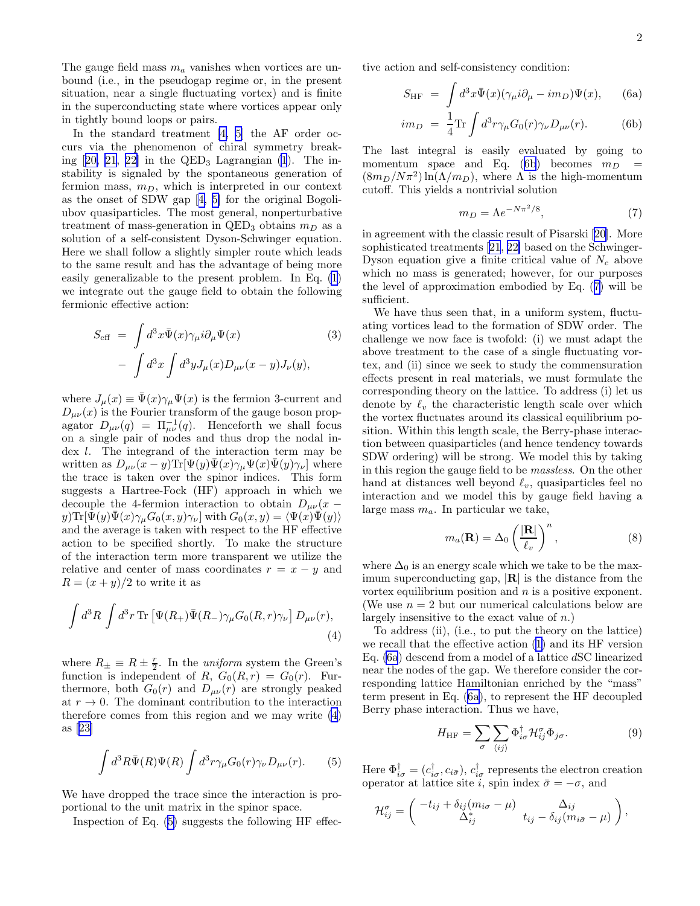The gauge field mass $m_a$ vanishes when vortices are unbound (i.e., in the pseudogap regime or, in the present situation, near a single fluctuating vortex) and is finite in the superconducting state where vortices appear only in tightly bound loops or pairs.

In the standard treatment [4, 5] the AF order occurs via the phenomenon of chiral symmetry breaking [20, 21, 22] in the QED$_3$ Lagrangian (1). The instability is signaled by the spontaneous generation of fermion mass, $m_D$, which is interpreted in our context as the onset of SDW gap [4, 5] for the original Bogoliubov quasiparticles. The most general, nonperturbative treatment of mass-generation in QED$_3$ obtains $m_D$ as a solution of a self-consistent Dyson-Schwinger equation. Here we shall follow a slightly simpler route which leads to the same result and has the advantage of being more easily generalizable to the present problem. In Eq. (1) we integrate out the gauge field to obtain the following fermionic effective action:

$$
\begin{aligned}
S_{\rm eff} &= \int d^3x \bar{\Psi}(x)\gamma_\mu i\partial_\mu \Psi(x) \\
&- \int d^3x \int d^3y J_\mu(x) D_{\mu\nu}(x-y) J_\nu(y),
\end{aligned} \tag{3}
$$

where $J_\mu(x) \equiv \bar{\Psi}(x)\gamma_\mu\Psi(x)$ is the fermion 3-current and $D_{\mu\nu}(x)$ is the Fourier transform of the gauge boson propagator $D_{\mu\nu}(q) = \Pi^{-1}_{\mu\nu}(q)$. Henceforth we shall focus on a single pair of nodes and thus drop the nodal index $l$. The integrand of the interaction term may be written as $D_{\mu\nu}(x-y){\rm Tr}[\Psi(y)\bar{\Psi}(x)\gamma_\mu\Psi(x)\bar{\Psi}(y)\gamma_\nu]$ where the trace is taken over the spinor indices. This form suggests a Hartree-Fock (HF) approach in which we decouple the 4-fermion interaction to obtain $D_{\mu\nu}(x-y){\rm Tr}[\Psi(y)\bar{\Psi}(x)\gamma_\mu G_0(x,y)\gamma_\nu]$ with $G_0(x,y) = \langle\Psi(x)\bar{\Psi}(y)\rangle$ and the average is taken with respect to the HF effective action to be specified shortly. To make the structure of the interaction term more transparent we utilize the relative and center of mass coordinates $r = x - y$ and $R = (x+y)/2$ to write it as

$$
\int d^3R \int d^3r\, {\rm Tr}\left[\Psi(R_+)\bar{\Psi}(R_-)\gamma_\mu G_0(R,r)\gamma_\nu\right] D_{\mu\nu}(r), \tag{4}
$$

where $R_\pm \equiv R \pm \frac{r}{2}$. In the *uniform* system the Green's function is independent of $R$, $G_0(R,r) = G_0(r)$. Furthermore, both $G_0(r)$ and $D_{\mu\nu}(r)$ are strongly peaked at $r \to 0$. The dominant contribution to the interaction therefore comes from this region and we may write (4) as [23]

$$
\int d^3R \bar{\Psi}(R)\Psi(R) \int d^3r \gamma_\mu G_0(r)\gamma_\nu D_{\mu\nu}(r). \tag{5}
$$

We have dropped the trace since the interaction is proportional to the unit matrix in the spinor space.

Inspection of Eq. (5) suggests the following HF effective action and self-consistency condition:

$$
S_{\rm HF} = \int d^3x \bar{\Psi}(x)(\gamma_\mu i\partial_\mu - im_D)\Psi(x), \tag{6a}
$$

$$
im_D = \frac{1}{4}{\rm Tr}\int d^3r \gamma_\mu G_0(r)\gamma_\nu D_{\mu\nu}(r). \tag{6b}
$$

The last integral is easily evaluated by going to momentum space and Eq. (6b) becomes $m_D = (8m_D/N\pi^2)\ln(\Lambda/m_D)$, where $\Lambda$ is the high-momentum cutoff. This yields a nontrivial solution

$$
m_D = \Lambda e^{-N\pi^2/8}, \tag{7}
$$

in agreement with the classic result of Pisarski [20]. More sophisticated treatments [21, 22] based on the Schwinger-Dyson equation give a finite critical value of $N_c$ above which no mass is generated; however, for our purposes the level of approximation embodied by Eq. (7) will be sufficient.

We have thus seen that, in a uniform system, fluctuating vortices lead to the formation of SDW order. The challenge we now face is twofold: (i) we must adapt the above treatment to the case of a single fluctuating vortex, and (ii) since we seek to study the commensuration effects present in real materials, we must formulate the corresponding theory on the lattice. To address (i) let us denote by $\ell_v$ the characteristic length scale over which the vortex fluctuates around its classical equilibrium position. Within this length scale, the Berry-phase interaction between quasiparticles (and hence tendency towards SDW ordering) will be strong. We model this by taking in this region the gauge field to be *massless*. On the other hand at distances well beyond $\ell_v$, quasiparticles feel no interaction and we model this by gauge field having a large mass $m_a$. In particular we take,

$$
m_a(\mathbf{R}) = \Delta_0 \left(\frac{|\mathbf{R}|}{\ell_v}\right)^n, \tag{8}
$$

where $\Delta_0$ is an energy scale which we take to be the maximum superconducting gap, $|\mathbf{R}|$ is the distance from the vortex equilibrium position and $n$ is a positive exponent. (We use $n = 2$ but our numerical calculations below are largely insensitive to the exact value of $n$.)

To address (ii), (i.e., to put the theory on the lattice) we recall that the effective action (1) and its HF version Eq. (6a) descend from a model of a lattice $d$SC linearized near the nodes of the gap. We therefore consider the corresponding lattice Hamiltonian enriched by the "mass" term present in Eq. (6a), to represent the HF decoupled Berry phase interaction. Thus we have,

$$
H_{\rm HF} = \sum_\sigma \sum_{\langle ij\rangle} \Phi^\dagger_{i\sigma}\mathcal{H}^\sigma_{ij}\Phi_{j\sigma}. \tag{9}
$$

Here $\Phi^\dagger_{i\sigma} = (c^\dagger_{i\sigma}, c_{i\bar{\sigma}})$, $c^\dagger_{i\sigma}$ represents the electron creation operator at lattice site $i$, spin index $\bar{\sigma} = -\sigma$, and

$$
\mathcal{H}^\sigma_{ij} = \begin{pmatrix} -t_{ij} + \delta_{ij}(m_{i\sigma} - \mu) & \Delta_{ij} \\ \Delta^*_{ij} & t_{ij} - \delta_{ij}(m_{i\bar{\sigma}} - \mu) \end{pmatrix},
$$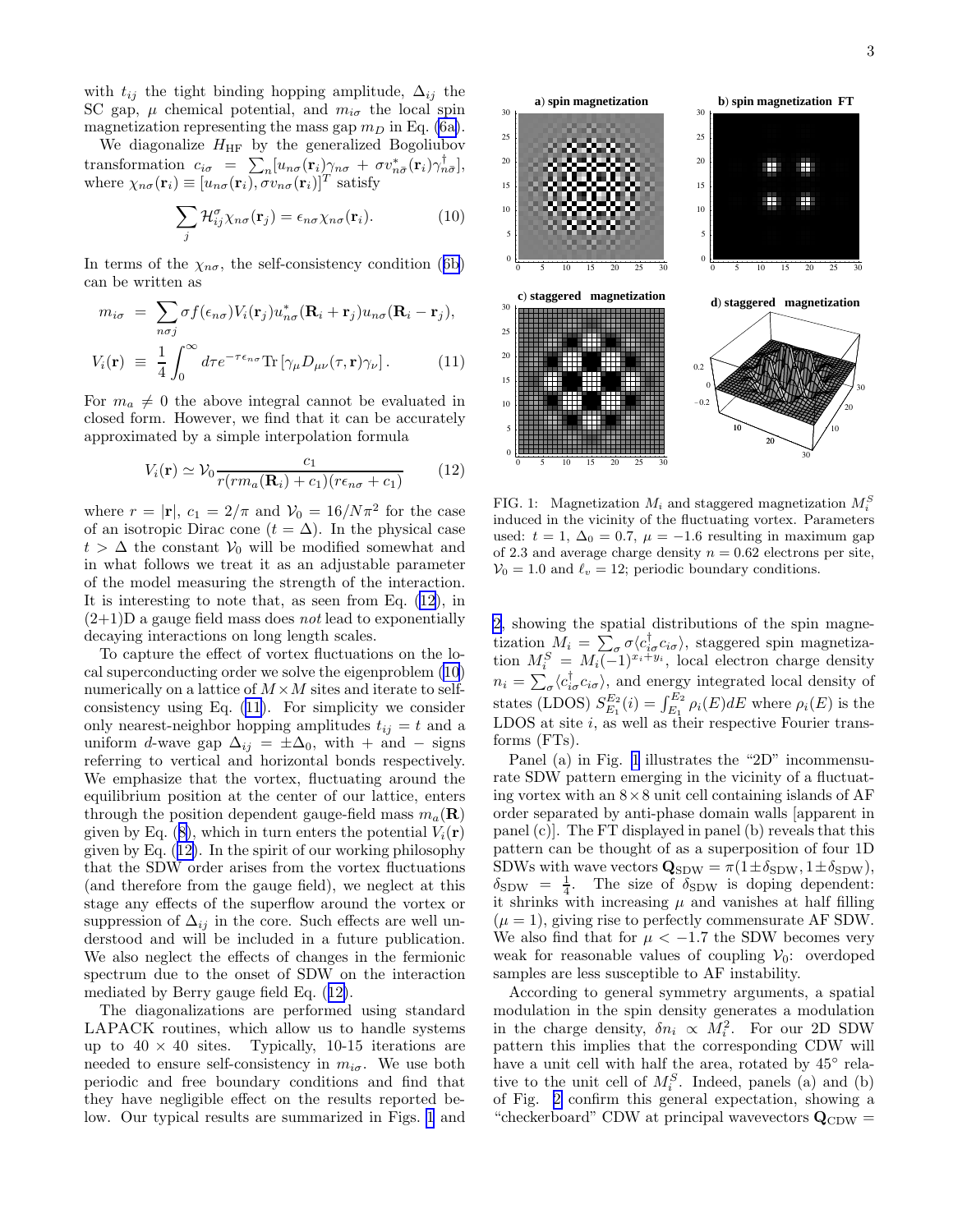with $t_{ij}$ the tight binding hopping amplitude, $\Delta_{ij}$ the SC gap, $\mu$ chemical potential, and $m_{i\sigma}$ the local spin magnetization representing the mass gap $m_D$ in Eq. (6a).

We diagonalize $H_{\rm HF}$ by the generalized Bogoliubov transformation $c_{i\sigma} = \sum_n [u_{n\sigma}(\mathbf{r}_i)\gamma_{n\sigma} + \sigma v^*_{n\bar\sigma}(\mathbf{r}_i)\gamma^\dagger_{n\bar\sigma}]$, where $\chi_{n\sigma}(\mathbf{r}_i) \equiv [u_{n\sigma}(\mathbf{r}_i), \sigma v_{n\sigma}(\mathbf{r}_i)]^T$ satisfy

$$\sum_j \mathcal{H}^\sigma_{ij}\chi_{n\sigma}(\mathbf{r}_j) = \epsilon_{n\sigma}\chi_{n\sigma}(\mathbf{r}_i). \tag{10}$$

In terms of the $\chi_{n\sigma}$, the self-consistency condition (6b) can be written as

$$\begin{aligned} m_{i\sigma} &= \sum_{n\sigma j} \sigma f(\epsilon_{n\sigma}) V_i(\mathbf{r}_j) u^*_{n\sigma}(\mathbf{R}_i + \mathbf{r}_j) u_{n\sigma}(\mathbf{R}_i - \mathbf{r}_j), \\ V_i(\mathbf{r}) &\equiv \frac{1}{4}\int_0^\infty d\tau e^{-\tau\epsilon_{n\sigma}} \mathrm{Tr}\left[\gamma_\mu D_{\mu\nu}(\tau, \mathbf{r})\gamma_\nu\right]. \end{aligned} \tag{11}$$

For $m_a \neq 0$ the above integral cannot be evaluated in closed form. However, we find that it can be accurately approximated by a simple interpolation formula

$$V_i(\mathbf{r}) \simeq \mathcal{V}_0 \frac{c_1}{r(rm_a(\mathbf{R}_i) + c_1)(r\epsilon_{n\sigma} + c_1)} \tag{12}$$

where $r = |\mathbf{r}|$, $c_1 = 2/\pi$ and $\mathcal{V}_0 = 16/N\pi^2$ for the case of an isotropic Dirac cone ($t = \Delta$). In the physical case $t > \Delta$ the constant $\mathcal{V}_0$ will be modified somewhat and in what follows we treat it as an adjustable parameter of the model measuring the strength of the interaction. It is interesting to note that, as seen from Eq. (12), in (2+1)D a gauge field mass does *not* lead to exponentially decaying interactions on long length scales.

To capture the effect of vortex fluctuations on the local superconducting order we solve the eigenproblem (10) numerically on a lattice of $M \times M$ sites and iterate to self-consistency using Eq. (11). For simplicity we consider only nearest-neighbor hopping amplitudes $t_{ij} = t$ and a uniform $d$-wave gap $\Delta_{ij} = \pm\Delta_0$, with $+$ and $-$ signs referring to vertical and horizontal bonds respectively. We emphasize that the vortex, fluctuating around the equilibrium position at the center of our lattice, enters through the position dependent gauge-field mass $m_a(\mathbf{R})$ given by Eq. (8), which in turn enters the potential $V_i(\mathbf{r})$ given by Eq. (12). In the spirit of our working philosophy that the SDW order arises from the vortex fluctuations (and therefore from the gauge field), we neglect at this stage any effects of the superflow around the vortex or suppression of $\Delta_{ij}$ in the core. Such effects are well understood and will be included in a future publication. We also neglect the effects of changes in the fermionic spectrum due to the onset of SDW on the interaction mediated by Berry gauge field Eq. (12).

The diagonalizations are performed using standard LAPACK routines, which allow us to handle systems up to $40 \times 40$ sites. Typically, 10-15 iterations are needed to ensure self-consistency in $m_{i\sigma}$. We use both periodic and free boundary conditions and find that they have negligible effect on the results reported below. Our typical results are summarized in Figs. 1 and 2, showing the spatial distributions of the spin magnetization $M_i = \sum_\sigma \sigma\langle c^\dagger_{i\sigma}c_{i\sigma}\rangle$, staggered spin magnetization $M^S_i = M_i(-1)^{x_i+y_i}$, local electron charge density $n_i = \sum_\sigma \langle c^\dagger_{i\sigma}c_{i\sigma}\rangle$, and energy integrated local density of states (LDOS) $S^{E_2}_{E_1}(i) = \int^{E_2}_{E_1} \rho_i(E)dE$ where $\rho_i(E)$ is the LDOS at site $i$, as well as their respective Fourier transforms (FTs).

FIG. 1: Magnetization $M_i$ and staggered magnetization $M^S_i$ induced in the vicinity of the fluctuating vortex. Parameters used: $t = 1$, $\Delta_0 = 0.7$, $\mu = -1.6$ resulting in maximum gap of 2.3 and average charge density $n = 0.62$ electrons per site, $\mathcal{V}_0 = 1.0$ and $\ell_v = 12$; periodic boundary conditions.

Panel (a) in Fig. 1 illustrates the "2D" incommensurate SDW pattern emerging in the vicinity of a fluctuating vortex with an $8\times8$ unit cell containing islands of AF order separated by anti-phase domain walls [apparent in panel (c)]. The FT displayed in panel (b) reveals that this pattern can be thought of as a superposition of four 1D SDWs with wave vectors $\mathbf{Q}_{\rm SDW} = \pi(1\pm\delta_{\rm SDW}, 1\pm\delta_{\rm SDW})$, $\delta_{\rm SDW} = \frac{1}{4}$. The size of $\delta_{\rm SDW}$ is doping dependent: it shrinks with increasing $\mu$ and vanishes at half filling ($\mu = 1$), giving rise to perfectly commensurate AF SDW. We also find that for $\mu < -1.7$ the SDW becomes very weak for reasonable values of coupling $\mathcal{V}_0$: overdoped samples are less susceptible to AF instability.

According to general symmetry arguments, a spatial modulation in the spin density generates a modulation in the charge density, $\delta n_i \propto M^2_i$. For our 2D SDW pattern this implies that the corresponding CDW will have a unit cell with half the area, rotated by 45° relative to the unit cell of $M^S_i$. Indeed, panels (a) and (b) of Fig. 2 confirm this general expectation, showing a "checkerboard" CDW at principal wavevectors $\mathbf{Q}_{\rm CDW} =$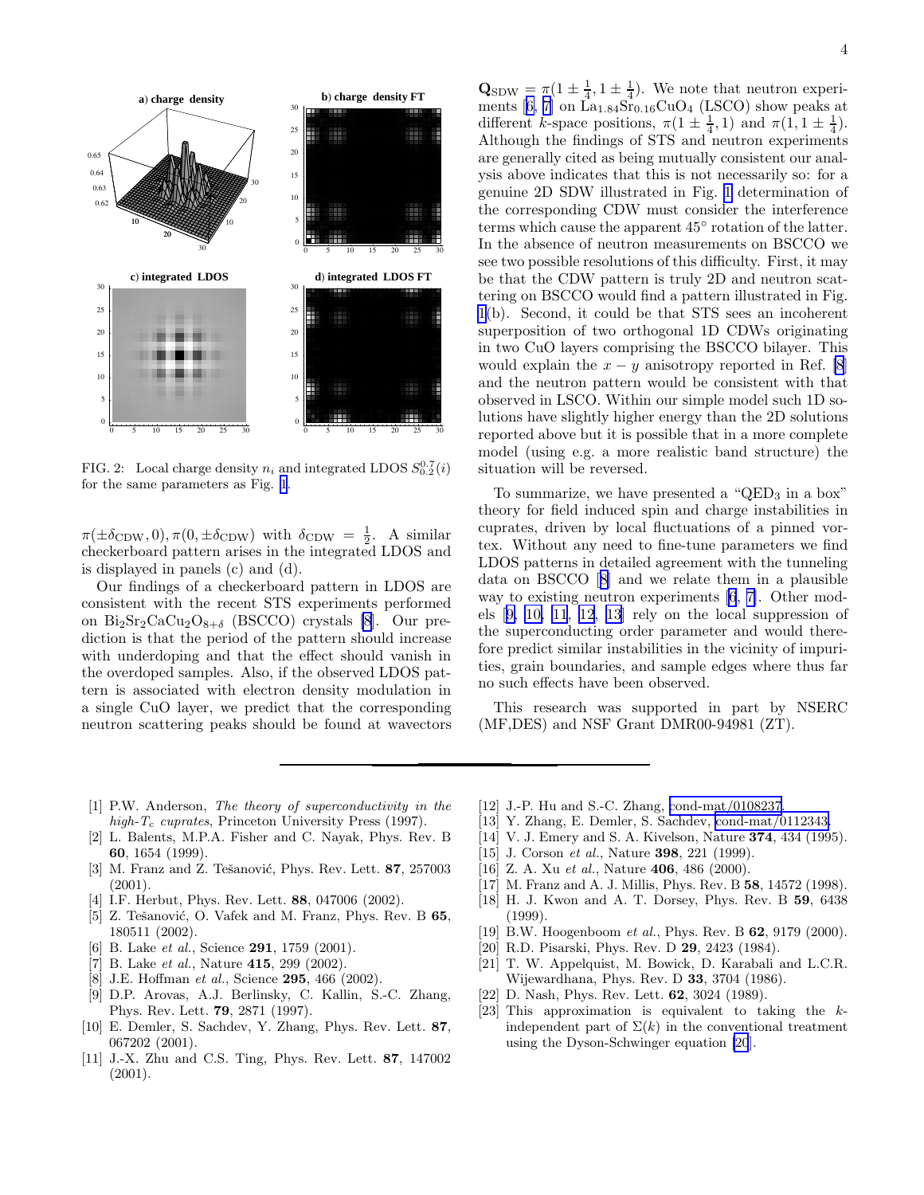a) charge density

0.65
0.64
0.63
0.62
10
20
30
10
20
30

b) charge density FT

0 5 10 15 20 25 30

c) integrated LDOS

0 5 10 15 20 25 30

d) integrated LDOS FT

0 5 10 15 20 25 30

FIG. 2: Local charge density $n_i$ and integrated LDOS $S_{0.2}^{0.7}(i)$ for the same parameters as Fig. 1.

$\pi(\pm\delta_{\rm CDW}, 0), \pi(0, \pm\delta_{\rm CDW})$ with $\delta_{\rm CDW} = \frac{1}{2}$. A similar checkerboard pattern arises in the integrated LDOS and is displayed in panels (c) and (d).

Our findings of a checkerboard pattern in LDOS are consistent with the recent STS experiments performed on $\rm Bi_2Sr_2CaCu_2O_{8+\delta}$ (BSCCO) crystals [8]. Our prediction is that the period of the pattern should increase with underdoping and that the effect should vanish in the overdoped samples. Also, if the observed LDOS pattern is associated with electron density modulation in a single CuO layer, we predict that the corresponding neutron scattering peaks should be found at wavevectors $\mathbf{Q}_{\rm SDW} = \pi(1 \pm \frac{1}{4}, 1 \pm \frac{1}{4})$. We note that neutron experiments [6, 7] on $\rm La_{1.84}Sr_{0.16}CuO_4$ (LSCO) show peaks at different $k$-space positions, $\pi(1 \pm \frac{1}{4}, 1)$ and $\pi(1, 1 \pm \frac{1}{4})$. Although the findings of STS and neutron experiments are generally cited as being mutually consistent our analysis above indicates that this is not necessarily so: for a genuine 2D SDW illustrated in Fig. 1 determination of the corresponding CDW must consider the interference terms which cause the apparent 45° rotation of the latter. In the absence of neutron measurements on BSCCO we see two possible resolutions of this difficulty. First, it may be that the CDW pattern is truly 2D and neutron scattering on BSCCO would find a pattern illustrated in Fig. 1(b). Second, it could be that STS sees an incoherent superposition of two orthogonal 1D CDWs originating in two CuO layers comprising the BSCCO bilayer. This would explain the $x - y$ anisotropy reported in Ref. [8] and the neutron pattern would be consistent with that observed in LSCO. Within our simple model such 1D solutions have slightly higher energy than the 2D solutions reported above but it is possible that in a more complete model (using e.g. a more realistic band structure) the situation will be reversed.

To summarize, we have presented a "$\rm QED_3$ in a box" theory for field induced spin and charge instabilities in cuprates, driven by local fluctuations of a pinned vortex. Without any need to fine-tune parameters we find LDOS patterns in detailed agreement with the tunneling data on BSCCO [8] and we relate them in a plausible way to existing neutron experiments [6, 7]. Other models [9, 10, 11, 12, 13] rely on the local suppression of the superconducting order parameter and would therefore predict similar instabilities in the vicinity of impurities, grain boundaries, and sample edges where thus far no such effects have been observed.

This research was supported in part by NSERC (MF,DES) and NSF Grant DMR00-94981 (ZT).

---

[1] P.W. Anderson, *The theory of superconductivity in the high-$T_c$ cuprates*, Princeton University Press (1997).
[2] L. Balents, M.P.A. Fisher and C. Nayak, Phys. Rev. B **60**, 1654 (1999).
[3] M. Franz and Z. Tešanović, Phys. Rev. Lett. **87**, 257003 (2001).
[4] I.F. Herbut, Phys. Rev. Lett. **88**, 047006 (2002).
[5] Z. Tešanović, O. Vafek and M. Franz, Phys. Rev. B **65**, 180511 (2002).
[6] B. Lake *et al.*, Science **291**, 1759 (2001).
[7] B. Lake *et al.*, Nature **415**, 299 (2002).
[8] J.E. Hoffman *et al.*, Science **295**, 466 (2002).
[9] D.P. Arovas, A.J. Berlinsky, C. Kallin, S.-C. Zhang, Phys. Rev. Lett. **79**, 2871 (1997).
[10] E. Demler, S. Sachdev, Y. Zhang, Phys. Rev. Lett. **87**, 067202 (2001).
[11] J.-X. Zhu and C.S. Ting, Phys. Rev. Lett. **87**, 147002 (2001).
[12] J.-P. Hu and S.-C. Zhang, cond-mat/0108237.
[13] Y. Zhang, E. Demler, S. Sachdev, cond-mat/0112343.
[14] V. J. Emery and S. A. Kivelson, Nature **374**, 434 (1995).
[15] J. Corson *et al.*, Nature **398**, 221 (1999).
[16] Z. A. Xu *et al.*, Nature **406**, 486 (2000).
[17] M. Franz and A. J. Millis, Phys. Rev. B **58**, 14572 (1998).
[18] H. J. Kwon and A. T. Dorsey, Phys. Rev. B **59**, 6438 (1999).
[19] B.W. Hoogenboom *et al.*, Phys. Rev. B **62**, 9179 (2000).
[20] R.D. Pisarski, Phys. Rev. D **29**, 2423 (1984).
[21] T. W. Appelquist, M. Bowick, D. Karabali and L.C.R. Wijewardhana, Phys. Rev. D **33**, 3704 (1986).
[22] D. Nash, Phys. Rev. Lett. **62**, 3024 (1989).
[23] This approximation is equivalent to taking the $k$-independent part of $\Sigma(k)$ in the conventional treatment using the Dyson-Schwinger equation [20].